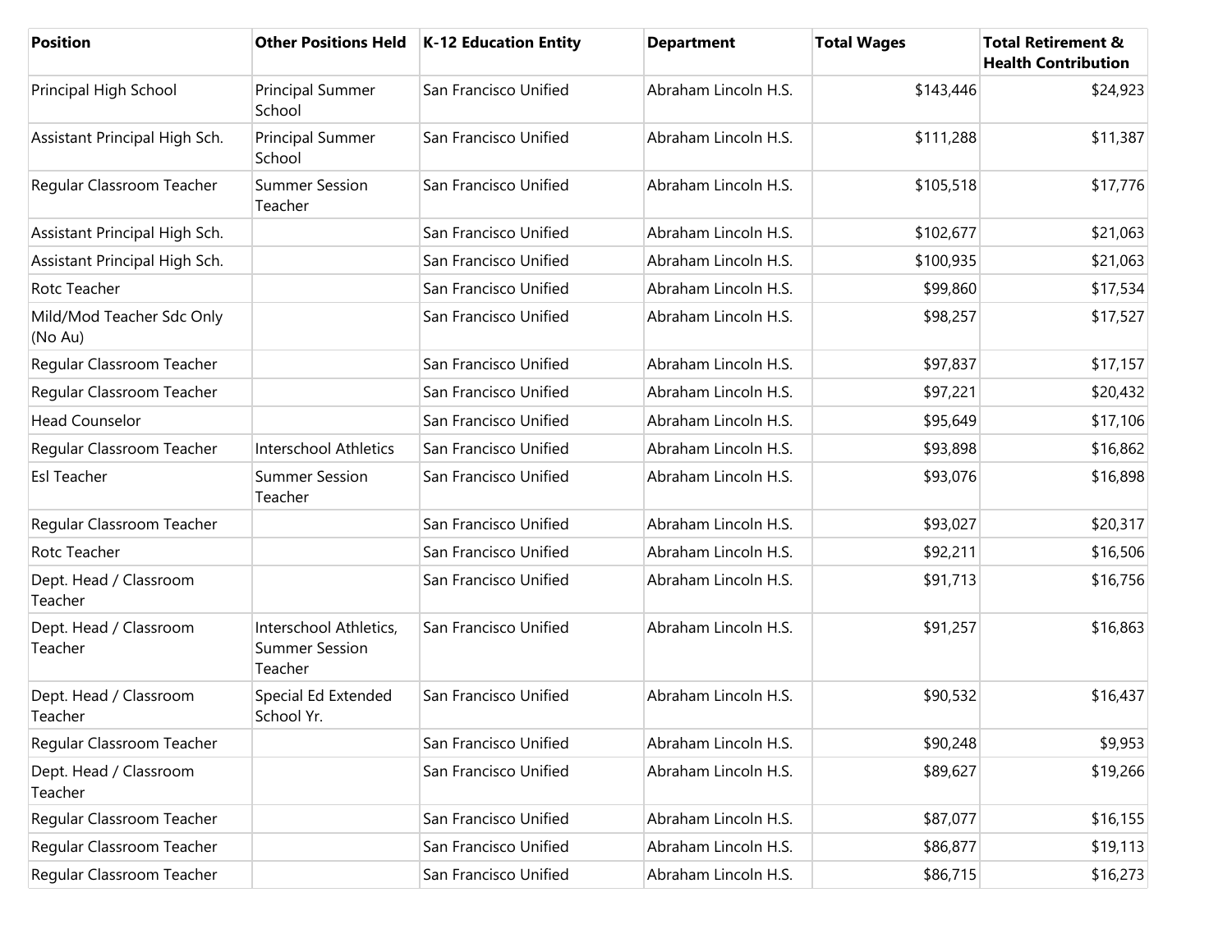| Position | Other Positions Held | K-12 Education Entity | Department | Total Wages | Total Retirement & Health Contribution |
|---|---|---|---|---|---|
| Principal High School | Principal Summer School | San Francisco Unified | Abraham Lincoln H.S. | $143,446 | $24,923 |
| Assistant Principal High Sch. | Principal Summer School | San Francisco Unified | Abraham Lincoln H.S. | $111,288 | $11,387 |
| Regular Classroom Teacher | Summer Session Teacher | San Francisco Unified | Abraham Lincoln H.S. | $105,518 | $17,776 |
| Assistant Principal High Sch. | | San Francisco Unified | Abraham Lincoln H.S. | $102,677 | $21,063 |
| Assistant Principal High Sch. | | San Francisco Unified | Abraham Lincoln H.S. | $100,935 | $21,063 |
| Rotc Teacher | | San Francisco Unified | Abraham Lincoln H.S. | $99,860 | $17,534 |
| Mild/Mod Teacher Sdc Only (No Au) | | San Francisco Unified | Abraham Lincoln H.S. | $98,257 | $17,527 |
| Regular Classroom Teacher | | San Francisco Unified | Abraham Lincoln H.S. | $97,837 | $17,157 |
| Regular Classroom Teacher | | San Francisco Unified | Abraham Lincoln H.S. | $97,221 | $20,432 |
| Head Counselor | | San Francisco Unified | Abraham Lincoln H.S. | $95,649 | $17,106 |
| Regular Classroom Teacher | Interschool Athletics | San Francisco Unified | Abraham Lincoln H.S. | $93,898 | $16,862 |
| Esl Teacher | Summer Session Teacher | San Francisco Unified | Abraham Lincoln H.S. | $93,076 | $16,898 |
| Regular Classroom Teacher | | San Francisco Unified | Abraham Lincoln H.S. | $93,027 | $20,317 |
| Rotc Teacher | | San Francisco Unified | Abraham Lincoln H.S. | $92,211 | $16,506 |
| Dept. Head / Classroom Teacher | | San Francisco Unified | Abraham Lincoln H.S. | $91,713 | $16,756 |
| Dept. Head / Classroom Teacher | Interschool Athletics, Summer Session Teacher | San Francisco Unified | Abraham Lincoln H.S. | $91,257 | $16,863 |
| Dept. Head / Classroom Teacher | Special Ed Extended School Yr. | San Francisco Unified | Abraham Lincoln H.S. | $90,532 | $16,437 |
| Regular Classroom Teacher | | San Francisco Unified | Abraham Lincoln H.S. | $90,248 | $9,953 |
| Dept. Head / Classroom Teacher | | San Francisco Unified | Abraham Lincoln H.S. | $89,627 | $19,266 |
| Regular Classroom Teacher | | San Francisco Unified | Abraham Lincoln H.S. | $87,077 | $16,155 |
| Regular Classroom Teacher | | San Francisco Unified | Abraham Lincoln H.S. | $86,877 | $19,113 |
| Regular Classroom Teacher | | San Francisco Unified | Abraham Lincoln H.S. | $86,715 | $16,273 |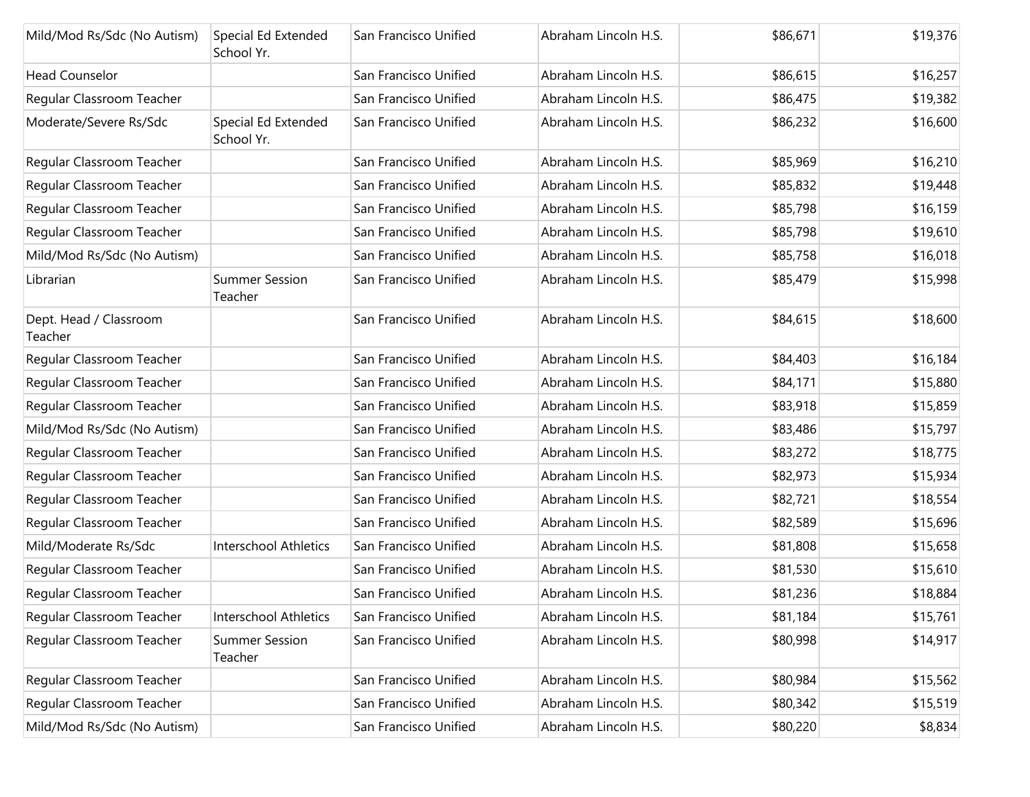| | | | | | |
|---|---|---|---|---|---|
| Mild/Mod Rs/Sdc (No Autism) | Special Ed Extended School Yr. | San Francisco Unified | Abraham Lincoln H.S. | $86,671 | $19,376 |
| Head Counselor | | San Francisco Unified | Abraham Lincoln H.S. | $86,615 | $16,257 |
| Regular Classroom Teacher | | San Francisco Unified | Abraham Lincoln H.S. | $86,475 | $19,382 |
| Moderate/Severe Rs/Sdc | Special Ed Extended School Yr. | San Francisco Unified | Abraham Lincoln H.S. | $86,232 | $16,600 |
| Regular Classroom Teacher | | San Francisco Unified | Abraham Lincoln H.S. | $85,969 | $16,210 |
| Regular Classroom Teacher | | San Francisco Unified | Abraham Lincoln H.S. | $85,832 | $19,448 |
| Regular Classroom Teacher | | San Francisco Unified | Abraham Lincoln H.S. | $85,798 | $16,159 |
| Regular Classroom Teacher | | San Francisco Unified | Abraham Lincoln H.S. | $85,798 | $19,610 |
| Mild/Mod Rs/Sdc (No Autism) | | San Francisco Unified | Abraham Lincoln H.S. | $85,758 | $16,018 |
| Librarian | Summer Session Teacher | San Francisco Unified | Abraham Lincoln H.S. | $85,479 | $15,998 |
| Dept. Head / Classroom Teacher | | San Francisco Unified | Abraham Lincoln H.S. | $84,615 | $18,600 |
| Regular Classroom Teacher | | San Francisco Unified | Abraham Lincoln H.S. | $84,403 | $16,184 |
| Regular Classroom Teacher | | San Francisco Unified | Abraham Lincoln H.S. | $84,171 | $15,880 |
| Regular Classroom Teacher | | San Francisco Unified | Abraham Lincoln H.S. | $83,918 | $15,859 |
| Mild/Mod Rs/Sdc (No Autism) | | San Francisco Unified | Abraham Lincoln H.S. | $83,486 | $15,797 |
| Regular Classroom Teacher | | San Francisco Unified | Abraham Lincoln H.S. | $83,272 | $18,775 |
| Regular Classroom Teacher | | San Francisco Unified | Abraham Lincoln H.S. | $82,973 | $15,934 |
| Regular Classroom Teacher | | San Francisco Unified | Abraham Lincoln H.S. | $82,721 | $18,554 |
| Regular Classroom Teacher | | San Francisco Unified | Abraham Lincoln H.S. | $82,589 | $15,696 |
| Mild/Moderate Rs/Sdc | Interschool Athletics | San Francisco Unified | Abraham Lincoln H.S. | $81,808 | $15,658 |
| Regular Classroom Teacher | | San Francisco Unified | Abraham Lincoln H.S. | $81,530 | $15,610 |
| Regular Classroom Teacher | | San Francisco Unified | Abraham Lincoln H.S. | $81,236 | $18,884 |
| Regular Classroom Teacher | Interschool Athletics | San Francisco Unified | Abraham Lincoln H.S. | $81,184 | $15,761 |
| Regular Classroom Teacher | Summer Session Teacher | San Francisco Unified | Abraham Lincoln H.S. | $80,998 | $14,917 |
| Regular Classroom Teacher | | San Francisco Unified | Abraham Lincoln H.S. | $80,984 | $15,562 |
| Regular Classroom Teacher | | San Francisco Unified | Abraham Lincoln H.S. | $80,342 | $15,519 |
| Mild/Mod Rs/Sdc (No Autism) | | San Francisco Unified | Abraham Lincoln H.S. | $80,220 | $8,834 |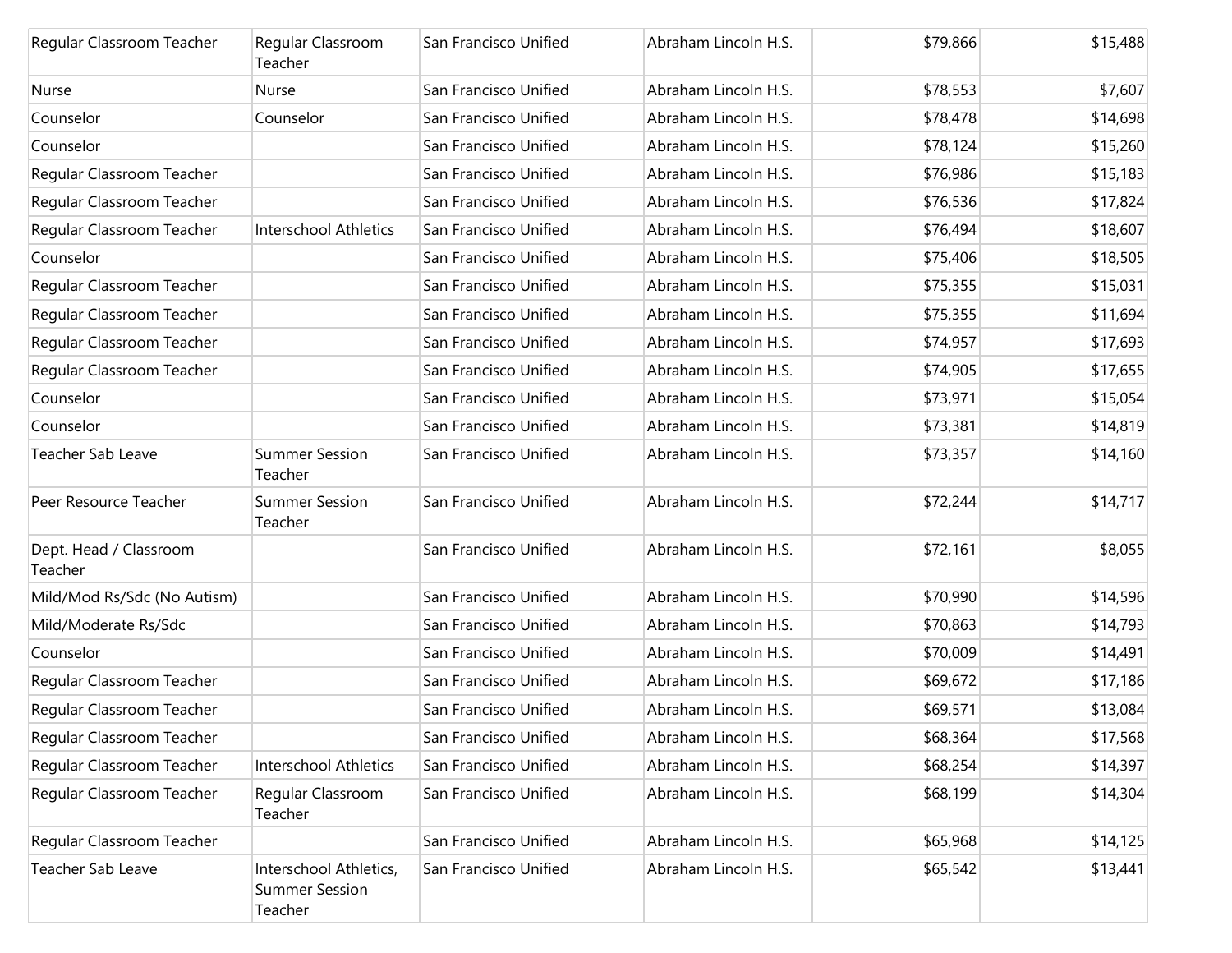| | | | | | |
|---|---|---|---|---|---|
| Regular Classroom Teacher | Regular Classroom Teacher | San Francisco Unified | Abraham Lincoln H.S. | $79,866 | $15,488 |
| Nurse | Nurse | San Francisco Unified | Abraham Lincoln H.S. | $78,553 | $7,607 |
| Counselor | Counselor | San Francisco Unified | Abraham Lincoln H.S. | $78,478 | $14,698 |
| Counselor | | San Francisco Unified | Abraham Lincoln H.S. | $78,124 | $15,260 |
| Regular Classroom Teacher | | San Francisco Unified | Abraham Lincoln H.S. | $76,986 | $15,183 |
| Regular Classroom Teacher | | San Francisco Unified | Abraham Lincoln H.S. | $76,536 | $17,824 |
| Regular Classroom Teacher | Interschool Athletics | San Francisco Unified | Abraham Lincoln H.S. | $76,494 | $18,607 |
| Counselor | | San Francisco Unified | Abraham Lincoln H.S. | $75,406 | $18,505 |
| Regular Classroom Teacher | | San Francisco Unified | Abraham Lincoln H.S. | $75,355 | $15,031 |
| Regular Classroom Teacher | | San Francisco Unified | Abraham Lincoln H.S. | $75,355 | $11,694 |
| Regular Classroom Teacher | | San Francisco Unified | Abraham Lincoln H.S. | $74,957 | $17,693 |
| Regular Classroom Teacher | | San Francisco Unified | Abraham Lincoln H.S. | $74,905 | $17,655 |
| Counselor | | San Francisco Unified | Abraham Lincoln H.S. | $73,971 | $15,054 |
| Counselor | | San Francisco Unified | Abraham Lincoln H.S. | $73,381 | $14,819 |
| Teacher Sab Leave | Summer Session Teacher | San Francisco Unified | Abraham Lincoln H.S. | $73,357 | $14,160 |
| Peer Resource Teacher | Summer Session Teacher | San Francisco Unified | Abraham Lincoln H.S. | $72,244 | $14,717 |
| Dept. Head / Classroom Teacher | | San Francisco Unified | Abraham Lincoln H.S. | $72,161 | $8,055 |
| Mild/Mod Rs/Sdc (No Autism) | | San Francisco Unified | Abraham Lincoln H.S. | $70,990 | $14,596 |
| Mild/Moderate Rs/Sdc | | San Francisco Unified | Abraham Lincoln H.S. | $70,863 | $14,793 |
| Counselor | | San Francisco Unified | Abraham Lincoln H.S. | $70,009 | $14,491 |
| Regular Classroom Teacher | | San Francisco Unified | Abraham Lincoln H.S. | $69,672 | $17,186 |
| Regular Classroom Teacher | | San Francisco Unified | Abraham Lincoln H.S. | $69,571 | $13,084 |
| Regular Classroom Teacher | | San Francisco Unified | Abraham Lincoln H.S. | $68,364 | $17,568 |
| Regular Classroom Teacher | Interschool Athletics | San Francisco Unified | Abraham Lincoln H.S. | $68,254 | $14,397 |
| Regular Classroom Teacher | Regular Classroom Teacher | San Francisco Unified | Abraham Lincoln H.S. | $68,199 | $14,304 |
| Regular Classroom Teacher | | San Francisco Unified | Abraham Lincoln H.S. | $65,968 | $14,125 |
| Teacher Sab Leave | Interschool Athletics, Summer Session Teacher | San Francisco Unified | Abraham Lincoln H.S. | $65,542 | $13,441 |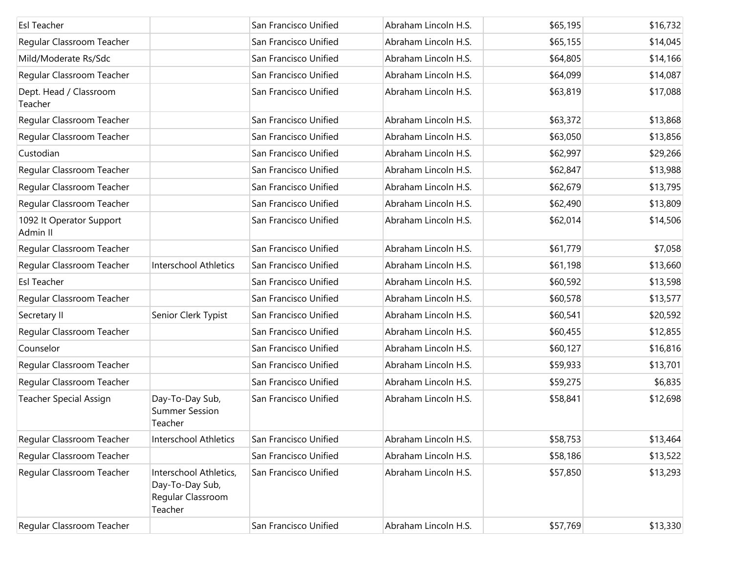| | | | | | |
|---|---|---|---|---|---|
| Esl Teacher | | San Francisco Unified | Abraham Lincoln H.S. | $65,195 | $16,732 |
| Regular Classroom Teacher | | San Francisco Unified | Abraham Lincoln H.S. | $65,155 | $14,045 |
| Mild/Moderate Rs/Sdc | | San Francisco Unified | Abraham Lincoln H.S. | $64,805 | $14,166 |
| Regular Classroom Teacher | | San Francisco Unified | Abraham Lincoln H.S. | $64,099 | $14,087 |
| Dept. Head / Classroom Teacher | | San Francisco Unified | Abraham Lincoln H.S. | $63,819 | $17,088 |
| Regular Classroom Teacher | | San Francisco Unified | Abraham Lincoln H.S. | $63,372 | $13,868 |
| Regular Classroom Teacher | | San Francisco Unified | Abraham Lincoln H.S. | $63,050 | $13,856 |
| Custodian | | San Francisco Unified | Abraham Lincoln H.S. | $62,997 | $29,266 |
| Regular Classroom Teacher | | San Francisco Unified | Abraham Lincoln H.S. | $62,847 | $13,988 |
| Regular Classroom Teacher | | San Francisco Unified | Abraham Lincoln H.S. | $62,679 | $13,795 |
| Regular Classroom Teacher | | San Francisco Unified | Abraham Lincoln H.S. | $62,490 | $13,809 |
| 1092 It Operator Support Admin II | | San Francisco Unified | Abraham Lincoln H.S. | $62,014 | $14,506 |
| Regular Classroom Teacher | | San Francisco Unified | Abraham Lincoln H.S. | $61,779 | $7,058 |
| Regular Classroom Teacher | Interschool Athletics | San Francisco Unified | Abraham Lincoln H.S. | $61,198 | $13,660 |
| Esl Teacher | | San Francisco Unified | Abraham Lincoln H.S. | $60,592 | $13,598 |
| Regular Classroom Teacher | | San Francisco Unified | Abraham Lincoln H.S. | $60,578 | $13,577 |
| Secretary II | Senior Clerk Typist | San Francisco Unified | Abraham Lincoln H.S. | $60,541 | $20,592 |
| Regular Classroom Teacher | | San Francisco Unified | Abraham Lincoln H.S. | $60,455 | $12,855 |
| Counselor | | San Francisco Unified | Abraham Lincoln H.S. | $60,127 | $16,816 |
| Regular Classroom Teacher | | San Francisco Unified | Abraham Lincoln H.S. | $59,933 | $13,701 |
| Regular Classroom Teacher | | San Francisco Unified | Abraham Lincoln H.S. | $59,275 | $6,835 |
| Teacher Special Assign | Day-To-Day Sub, Summer Session Teacher | San Francisco Unified | Abraham Lincoln H.S. | $58,841 | $12,698 |
| Regular Classroom Teacher | Interschool Athletics | San Francisco Unified | Abraham Lincoln H.S. | $58,753 | $13,464 |
| Regular Classroom Teacher | | San Francisco Unified | Abraham Lincoln H.S. | $58,186 | $13,522 |
| Regular Classroom Teacher | Interschool Athletics, Day-To-Day Sub, Regular Classroom Teacher | San Francisco Unified | Abraham Lincoln H.S. | $57,850 | $13,293 |
| Regular Classroom Teacher | | San Francisco Unified | Abraham Lincoln H.S. | $57,769 | $13,330 |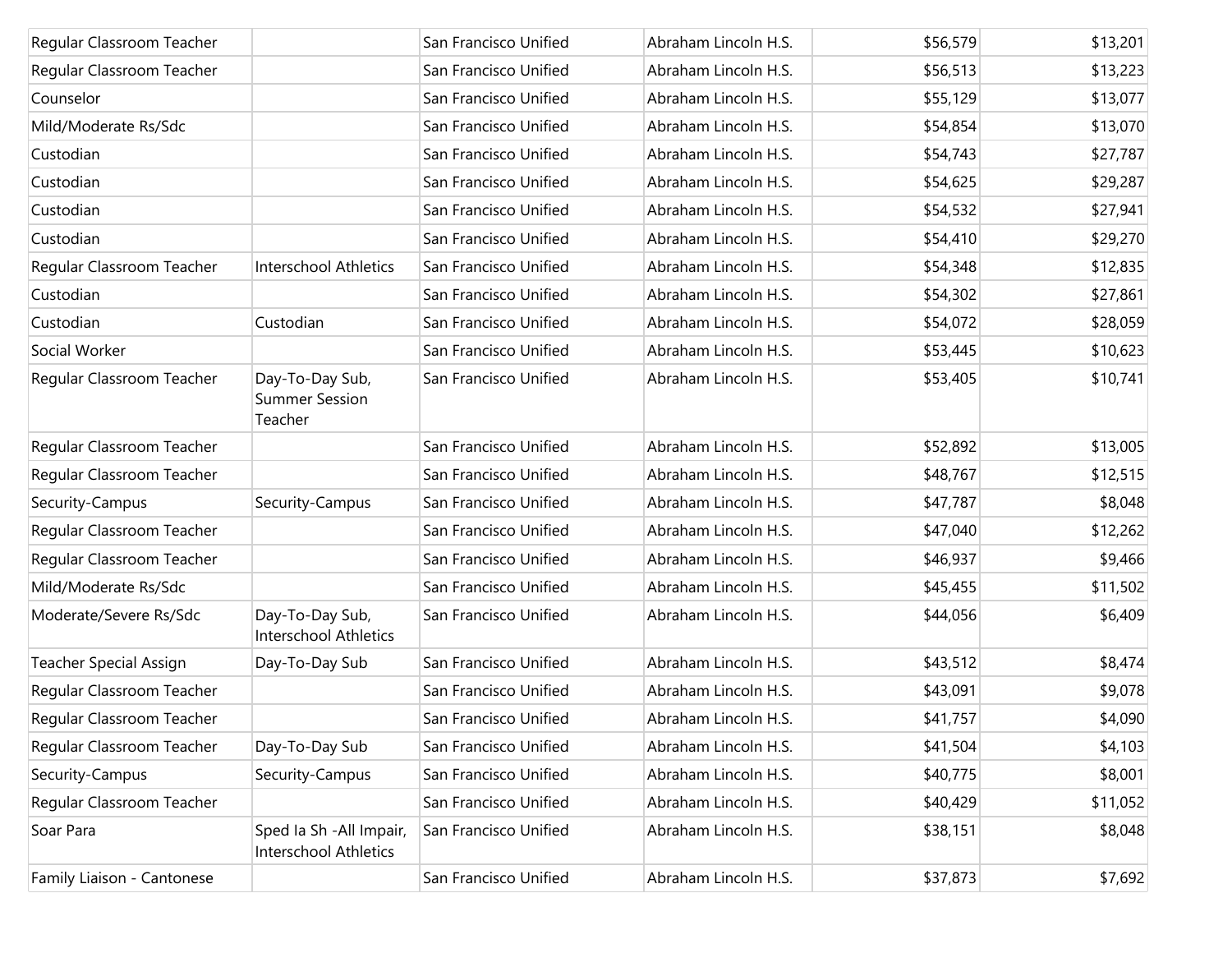| | | | | | |
|---|---|---|---|---|---|
| Regular Classroom Teacher | | San Francisco Unified | Abraham Lincoln H.S. | $56,579 | $13,201 |
| Regular Classroom Teacher | | San Francisco Unified | Abraham Lincoln H.S. | $56,513 | $13,223 |
| Counselor | | San Francisco Unified | Abraham Lincoln H.S. | $55,129 | $13,077 |
| Mild/Moderate Rs/Sdc | | San Francisco Unified | Abraham Lincoln H.S. | $54,854 | $13,070 |
| Custodian | | San Francisco Unified | Abraham Lincoln H.S. | $54,743 | $27,787 |
| Custodian | | San Francisco Unified | Abraham Lincoln H.S. | $54,625 | $29,287 |
| Custodian | | San Francisco Unified | Abraham Lincoln H.S. | $54,532 | $27,941 |
| Custodian | | San Francisco Unified | Abraham Lincoln H.S. | $54,410 | $29,270 |
| Regular Classroom Teacher | Interschool Athletics | San Francisco Unified | Abraham Lincoln H.S. | $54,348 | $12,835 |
| Custodian | | San Francisco Unified | Abraham Lincoln H.S. | $54,302 | $27,861 |
| Custodian | Custodian | San Francisco Unified | Abraham Lincoln H.S. | $54,072 | $28,059 |
| Social Worker | | San Francisco Unified | Abraham Lincoln H.S. | $53,445 | $10,623 |
| Regular Classroom Teacher | Day-To-Day Sub, Summer Session Teacher | San Francisco Unified | Abraham Lincoln H.S. | $53,405 | $10,741 |
| Regular Classroom Teacher | | San Francisco Unified | Abraham Lincoln H.S. | $52,892 | $13,005 |
| Regular Classroom Teacher | | San Francisco Unified | Abraham Lincoln H.S. | $48,767 | $12,515 |
| Security-Campus | Security-Campus | San Francisco Unified | Abraham Lincoln H.S. | $47,787 | $8,048 |
| Regular Classroom Teacher | | San Francisco Unified | Abraham Lincoln H.S. | $47,040 | $12,262 |
| Regular Classroom Teacher | | San Francisco Unified | Abraham Lincoln H.S. | $46,937 | $9,466 |
| Mild/Moderate Rs/Sdc | | San Francisco Unified | Abraham Lincoln H.S. | $45,455 | $11,502 |
| Moderate/Severe Rs/Sdc | Day-To-Day Sub, Interschool Athletics | San Francisco Unified | Abraham Lincoln H.S. | $44,056 | $6,409 |
| Teacher Special Assign | Day-To-Day Sub | San Francisco Unified | Abraham Lincoln H.S. | $43,512 | $8,474 |
| Regular Classroom Teacher | | San Francisco Unified | Abraham Lincoln H.S. | $43,091 | $9,078 |
| Regular Classroom Teacher | | San Francisco Unified | Abraham Lincoln H.S. | $41,757 | $4,090 |
| Regular Classroom Teacher | Day-To-Day Sub | San Francisco Unified | Abraham Lincoln H.S. | $41,504 | $4,103 |
| Security-Campus | Security-Campus | San Francisco Unified | Abraham Lincoln H.S. | $40,775 | $8,001 |
| Regular Classroom Teacher | | San Francisco Unified | Abraham Lincoln H.S. | $40,429 | $11,052 |
| Soar Para | Sped Ia Sh -All Impair, Interschool Athletics | San Francisco Unified | Abraham Lincoln H.S. | $38,151 | $8,048 |
| Family Liaison - Cantonese | | San Francisco Unified | Abraham Lincoln H.S. | $37,873 | $7,692 |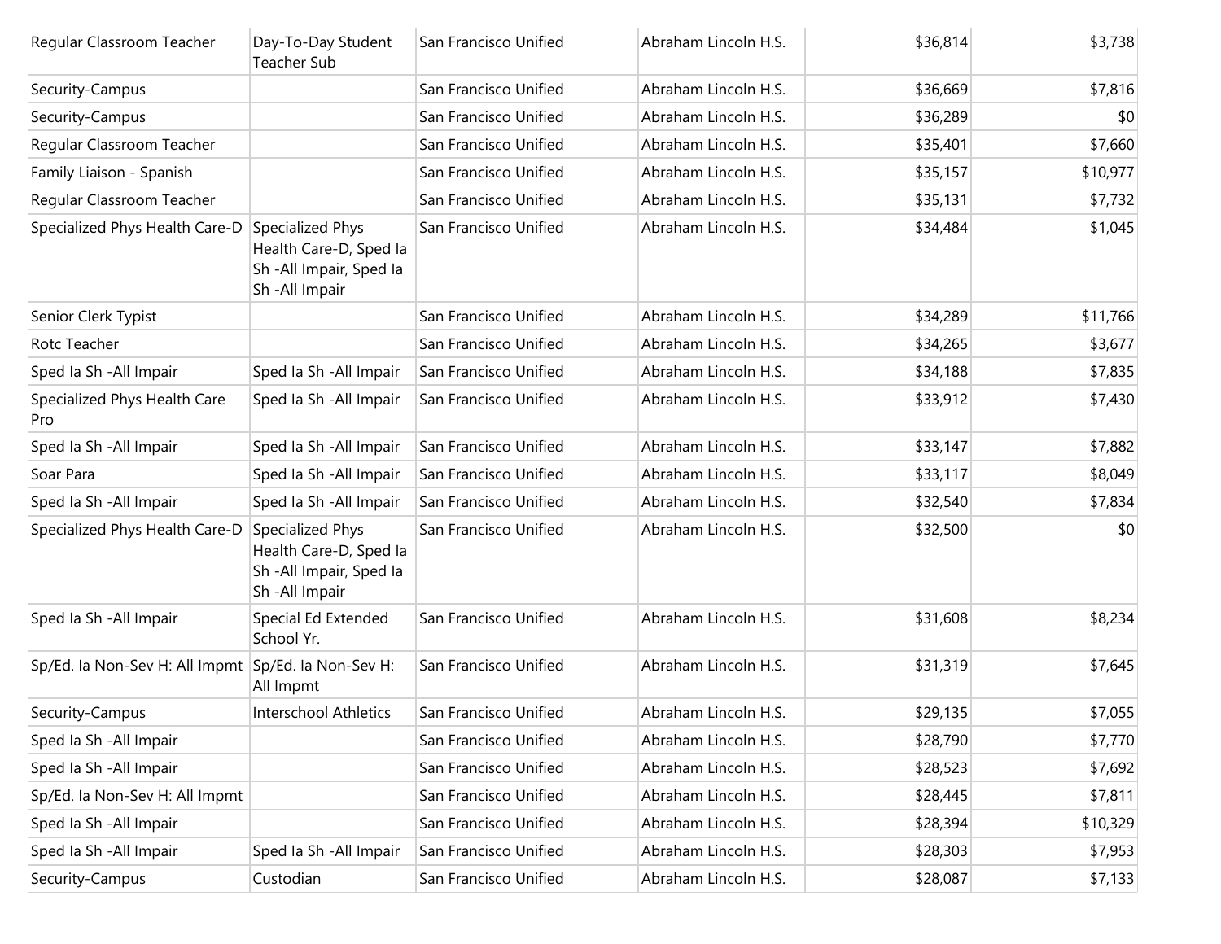| | | | | | |
|---|---|---|---|---|---|
| Regular Classroom Teacher | Day-To-Day Student Teacher Sub | San Francisco Unified | Abraham Lincoln H.S. | $36,814 | $3,738 |
| Security-Campus | | San Francisco Unified | Abraham Lincoln H.S. | $36,669 | $7,816 |
| Security-Campus | | San Francisco Unified | Abraham Lincoln H.S. | $36,289 | $0 |
| Regular Classroom Teacher | | San Francisco Unified | Abraham Lincoln H.S. | $35,401 | $7,660 |
| Family Liaison - Spanish | | San Francisco Unified | Abraham Lincoln H.S. | $35,157 | $10,977 |
| Regular Classroom Teacher | | San Francisco Unified | Abraham Lincoln H.S. | $35,131 | $7,732 |
| Specialized Phys Health Care-D | Specialized Phys Health Care-D, Sped Ia Sh -All Impair, Sped Ia Sh -All Impair | San Francisco Unified | Abraham Lincoln H.S. | $34,484 | $1,045 |
| Senior Clerk Typist | | San Francisco Unified | Abraham Lincoln H.S. | $34,289 | $11,766 |
| Rotc Teacher | | San Francisco Unified | Abraham Lincoln H.S. | $34,265 | $3,677 |
| Sped Ia Sh -All Impair | Sped Ia Sh -All Impair | San Francisco Unified | Abraham Lincoln H.S. | $34,188 | $7,835 |
| Specialized Phys Health Care Pro | Sped Ia Sh -All Impair | San Francisco Unified | Abraham Lincoln H.S. | $33,912 | $7,430 |
| Sped Ia Sh -All Impair | Sped Ia Sh -All Impair | San Francisco Unified | Abraham Lincoln H.S. | $33,147 | $7,882 |
| Soar Para | Sped Ia Sh -All Impair | San Francisco Unified | Abraham Lincoln H.S. | $33,117 | $8,049 |
| Sped Ia Sh -All Impair | Sped Ia Sh -All Impair | San Francisco Unified | Abraham Lincoln H.S. | $32,540 | $7,834 |
| Specialized Phys Health Care-D | Specialized Phys Health Care-D, Sped Ia Sh -All Impair, Sped Ia Sh -All Impair | San Francisco Unified | Abraham Lincoln H.S. | $32,500 | $0 |
| Sped Ia Sh -All Impair | Special Ed Extended School Yr. | San Francisco Unified | Abraham Lincoln H.S. | $31,608 | $8,234 |
| Sp/Ed. Ia Non-Sev H: All Impmt | Sp/Ed. Ia Non-Sev H: All Impmt | San Francisco Unified | Abraham Lincoln H.S. | $31,319 | $7,645 |
| Security-Campus | Interschool Athletics | San Francisco Unified | Abraham Lincoln H.S. | $29,135 | $7,055 |
| Sped Ia Sh -All Impair | | San Francisco Unified | Abraham Lincoln H.S. | $28,790 | $7,770 |
| Sped Ia Sh -All Impair | | San Francisco Unified | Abraham Lincoln H.S. | $28,523 | $7,692 |
| Sp/Ed. Ia Non-Sev H: All Impmt | | San Francisco Unified | Abraham Lincoln H.S. | $28,445 | $7,811 |
| Sped Ia Sh -All Impair | | San Francisco Unified | Abraham Lincoln H.S. | $28,394 | $10,329 |
| Sped Ia Sh -All Impair | Sped Ia Sh -All Impair | San Francisco Unified | Abraham Lincoln H.S. | $28,303 | $7,953 |
| Security-Campus | Custodian | San Francisco Unified | Abraham Lincoln H.S. | $28,087 | $7,133 |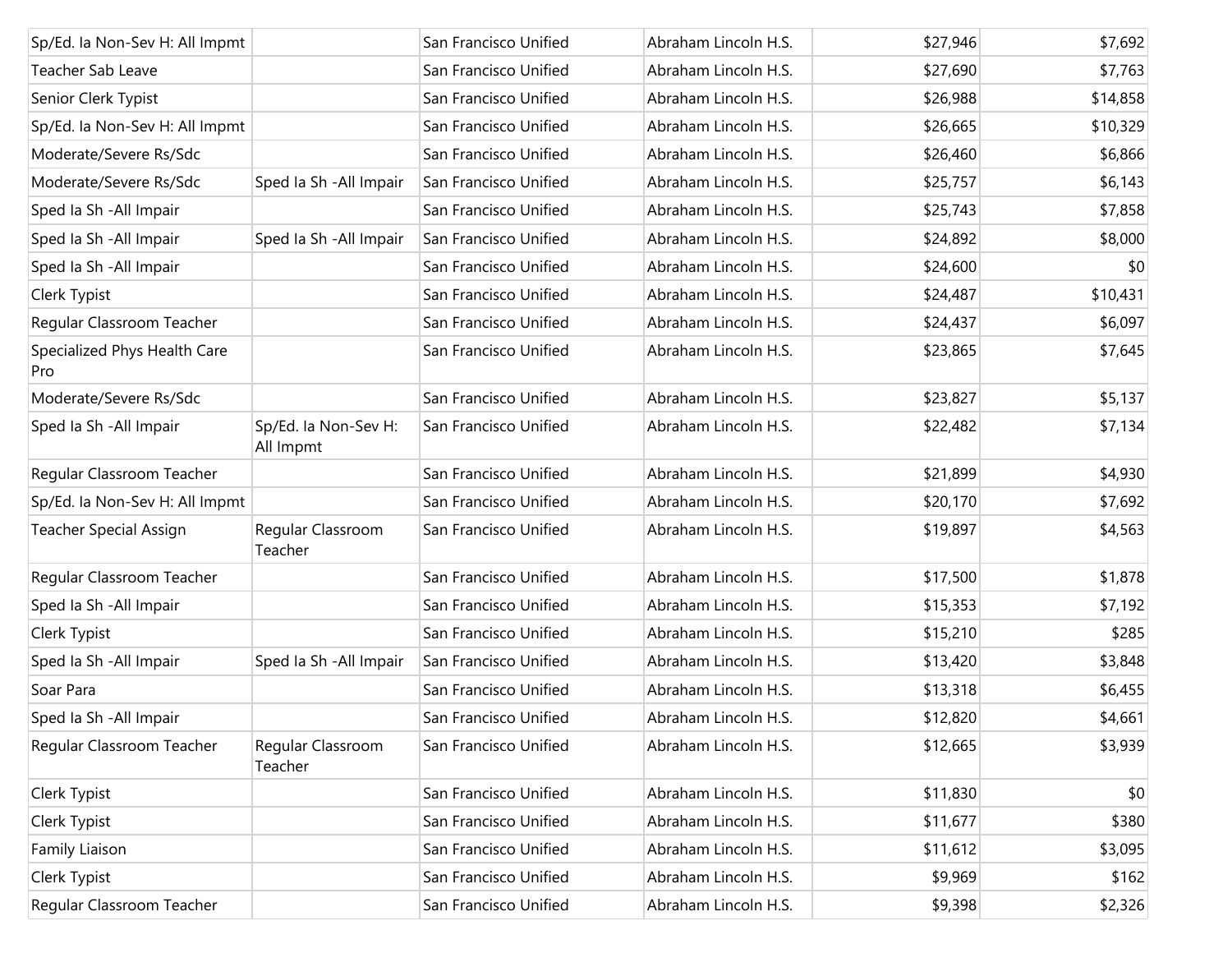| | | | | | |
|---|---|---|---|---|---|
| Sp/Ed. Ia Non-Sev H: All Impmt | | San Francisco Unified | Abraham Lincoln H.S. | $27,946 | $7,692 |
| Teacher Sab Leave | | San Francisco Unified | Abraham Lincoln H.S. | $27,690 | $7,763 |
| Senior Clerk Typist | | San Francisco Unified | Abraham Lincoln H.S. | $26,988 | $14,858 |
| Sp/Ed. Ia Non-Sev H: All Impmt | | San Francisco Unified | Abraham Lincoln H.S. | $26,665 | $10,329 |
| Moderate/Severe Rs/Sdc | | San Francisco Unified | Abraham Lincoln H.S. | $26,460 | $6,866 |
| Moderate/Severe Rs/Sdc | Sped Ia Sh -All Impair | San Francisco Unified | Abraham Lincoln H.S. | $25,757 | $6,143 |
| Sped Ia Sh -All Impair | | San Francisco Unified | Abraham Lincoln H.S. | $25,743 | $7,858 |
| Sped Ia Sh -All Impair | Sped Ia Sh -All Impair | San Francisco Unified | Abraham Lincoln H.S. | $24,892 | $8,000 |
| Sped Ia Sh -All Impair | | San Francisco Unified | Abraham Lincoln H.S. | $24,600 | $0 |
| Clerk Typist | | San Francisco Unified | Abraham Lincoln H.S. | $24,487 | $10,431 |
| Regular Classroom Teacher | | San Francisco Unified | Abraham Lincoln H.S. | $24,437 | $6,097 |
| Specialized Phys Health Care Pro | | San Francisco Unified | Abraham Lincoln H.S. | $23,865 | $7,645 |
| Moderate/Severe Rs/Sdc | | San Francisco Unified | Abraham Lincoln H.S. | $23,827 | $5,137 |
| Sped Ia Sh -All Impair | Sp/Ed. Ia Non-Sev H: All Impmt | San Francisco Unified | Abraham Lincoln H.S. | $22,482 | $7,134 |
| Regular Classroom Teacher | | San Francisco Unified | Abraham Lincoln H.S. | $21,899 | $4,930 |
| Sp/Ed. Ia Non-Sev H: All Impmt | | San Francisco Unified | Abraham Lincoln H.S. | $20,170 | $7,692 |
| Teacher Special Assign | Regular Classroom Teacher | San Francisco Unified | Abraham Lincoln H.S. | $19,897 | $4,563 |
| Regular Classroom Teacher | | San Francisco Unified | Abraham Lincoln H.S. | $17,500 | $1,878 |
| Sped Ia Sh -All Impair | | San Francisco Unified | Abraham Lincoln H.S. | $15,353 | $7,192 |
| Clerk Typist | | San Francisco Unified | Abraham Lincoln H.S. | $15,210 | $285 |
| Sped Ia Sh -All Impair | Sped Ia Sh -All Impair | San Francisco Unified | Abraham Lincoln H.S. | $13,420 | $3,848 |
| Soar Para | | San Francisco Unified | Abraham Lincoln H.S. | $13,318 | $6,455 |
| Sped Ia Sh -All Impair | | San Francisco Unified | Abraham Lincoln H.S. | $12,820 | $4,661 |
| Regular Classroom Teacher | Regular Classroom Teacher | San Francisco Unified | Abraham Lincoln H.S. | $12,665 | $3,939 |
| Clerk Typist | | San Francisco Unified | Abraham Lincoln H.S. | $11,830 | $0 |
| Clerk Typist | | San Francisco Unified | Abraham Lincoln H.S. | $11,677 | $380 |
| Family Liaison | | San Francisco Unified | Abraham Lincoln H.S. | $11,612 | $3,095 |
| Clerk Typist | | San Francisco Unified | Abraham Lincoln H.S. | $9,969 | $162 |
| Regular Classroom Teacher | | San Francisco Unified | Abraham Lincoln H.S. | $9,398 | $2,326 |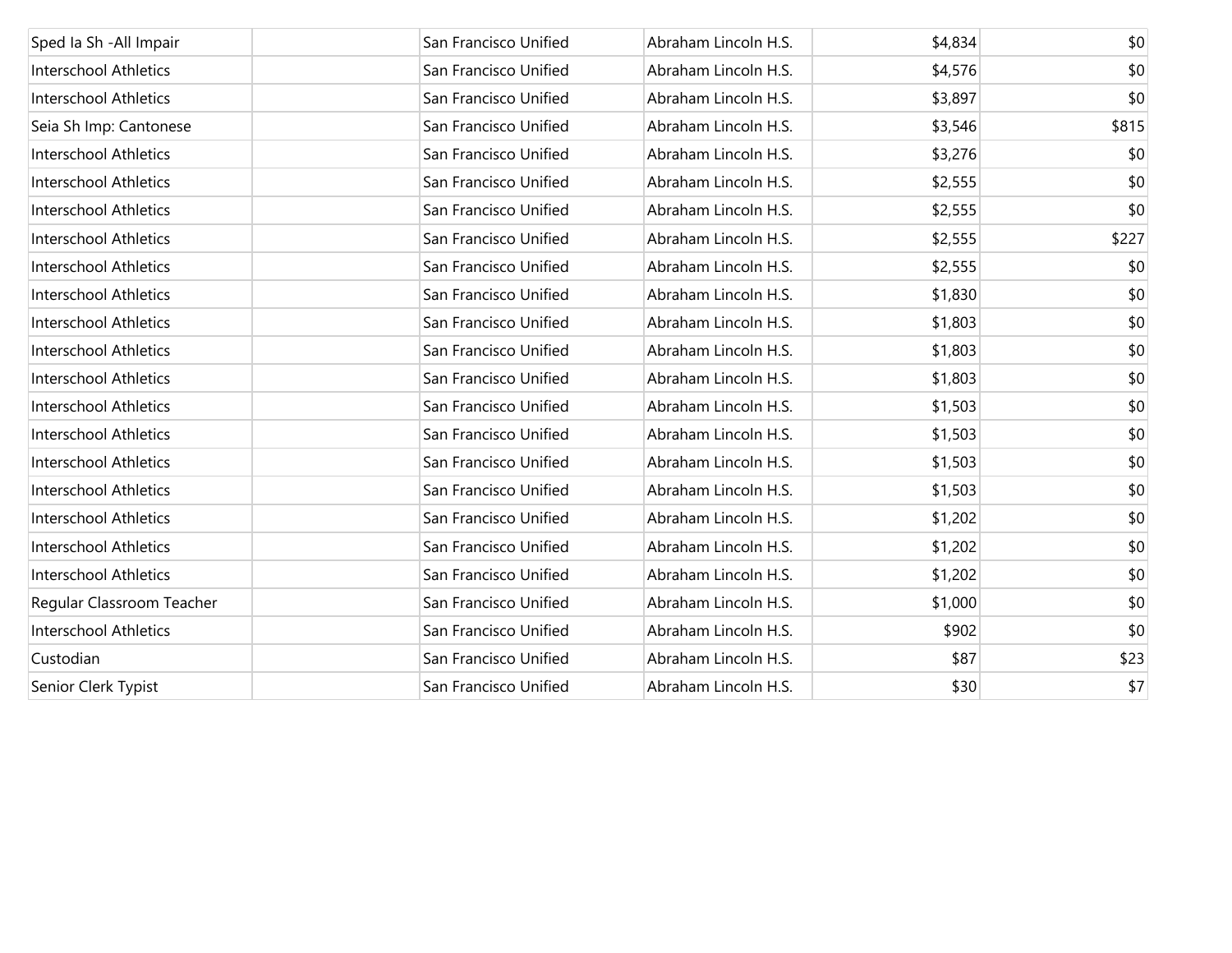| | | | | | |
|---|---|---|---|---|---|
| Sped Ia Sh -All Impair | | San Francisco Unified | Abraham Lincoln H.S. | $4,834 | $0 |
| Interschool Athletics | | San Francisco Unified | Abraham Lincoln H.S. | $4,576 | $0 |
| Interschool Athletics | | San Francisco Unified | Abraham Lincoln H.S. | $3,897 | $0 |
| Seia Sh Imp: Cantonese | | San Francisco Unified | Abraham Lincoln H.S. | $3,546 | $815 |
| Interschool Athletics | | San Francisco Unified | Abraham Lincoln H.S. | $3,276 | $0 |
| Interschool Athletics | | San Francisco Unified | Abraham Lincoln H.S. | $2,555 | $0 |
| Interschool Athletics | | San Francisco Unified | Abraham Lincoln H.S. | $2,555 | $0 |
| Interschool Athletics | | San Francisco Unified | Abraham Lincoln H.S. | $2,555 | $227 |
| Interschool Athletics | | San Francisco Unified | Abraham Lincoln H.S. | $2,555 | $0 |
| Interschool Athletics | | San Francisco Unified | Abraham Lincoln H.S. | $1,830 | $0 |
| Interschool Athletics | | San Francisco Unified | Abraham Lincoln H.S. | $1,803 | $0 |
| Interschool Athletics | | San Francisco Unified | Abraham Lincoln H.S. | $1,803 | $0 |
| Interschool Athletics | | San Francisco Unified | Abraham Lincoln H.S. | $1,803 | $0 |
| Interschool Athletics | | San Francisco Unified | Abraham Lincoln H.S. | $1,503 | $0 |
| Interschool Athletics | | San Francisco Unified | Abraham Lincoln H.S. | $1,503 | $0 |
| Interschool Athletics | | San Francisco Unified | Abraham Lincoln H.S. | $1,503 | $0 |
| Interschool Athletics | | San Francisco Unified | Abraham Lincoln H.S. | $1,503 | $0 |
| Interschool Athletics | | San Francisco Unified | Abraham Lincoln H.S. | $1,202 | $0 |
| Interschool Athletics | | San Francisco Unified | Abraham Lincoln H.S. | $1,202 | $0 |
| Interschool Athletics | | San Francisco Unified | Abraham Lincoln H.S. | $1,202 | $0 |
| Regular Classroom Teacher | | San Francisco Unified | Abraham Lincoln H.S. | $1,000 | $0 |
| Interschool Athletics | | San Francisco Unified | Abraham Lincoln H.S. | $902 | $0 |
| Custodian | | San Francisco Unified | Abraham Lincoln H.S. | $87 | $23 |
| Senior Clerk Typist | | San Francisco Unified | Abraham Lincoln H.S. | $30 | $7 |